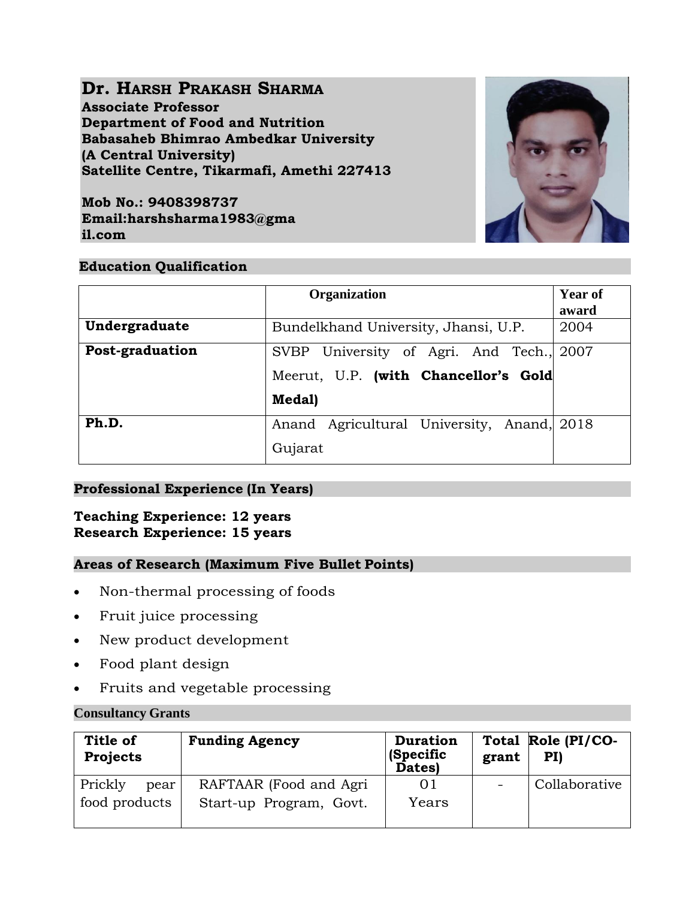# Dr. HARSH PRAKASH SHARMA

**Associate Professor**
**Department of Food and Nutrition**
**Babasaheb Bhimrao Ambedkar University**
**(A Central University)**
**Satellite Centre, Tikarmafi, Amethi 227413**

**Mob No.: 9408398737**
**Email:harshsharma1983@gmail.com**

## Education Qualification

| | Organization | Year of award |
|---|---|---|
| **Undergraduate** | Bundelkhand University, Jhansi, U.P. | 2004 |
| **Post-graduation** | SVBP University of Agri. And Tech., Meerut, U.P. **(with Chancellor's Gold Medal)** | 2007 |
| **Ph.D.** | Anand Agricultural University, Anand, Gujarat | 2018 |

## Professional Experience (In Years)

**Teaching Experience: 12 years**
**Research Experience: 15 years**

## Areas of Research (Maximum Five Bullet Points)

- Non-thermal processing of foods
- Fruit juice processing
- New product development
- Food plant design
- Fruits and vegetable processing

## Consultancy Grants

| Title of Projects | Funding Agency | Duration (Specific Dates) | Total grant | Role (PI/CO-PI) |
|---|---|---|---|---|
| Prickly pear food products | RAFTAAR (Food and Agri Start-up Program, Govt. | 01 Years | - | Collaborative |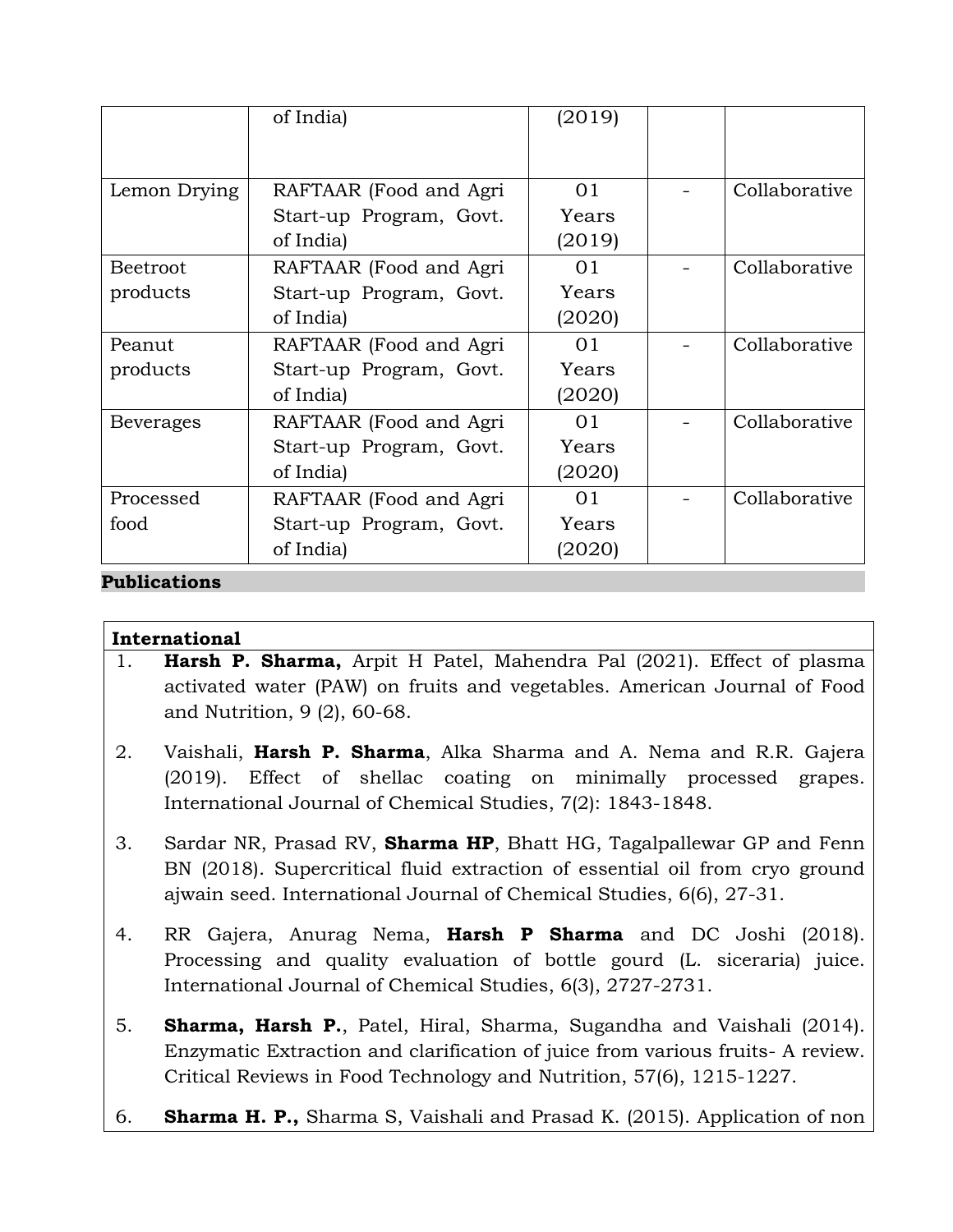|  | of India) | (2019) |  |  |
| --- | --- | --- | --- | --- |
| Lemon Drying | RAFTAAR (Food and Agri Start-up Program, Govt. of India) | 01 Years (2019) | - | Collaborative |
| Beetroot products | RAFTAAR (Food and Agri Start-up Program, Govt. of India) | 01 Years (2020) | - | Collaborative |
| Peanut products | RAFTAAR (Food and Agri Start-up Program, Govt. of India) | 01 Years (2020) | - | Collaborative |
| Beverages | RAFTAAR (Food and Agri Start-up Program, Govt. of India) | 01 Years (2020) | - | Collaborative |
| Processed food | RAFTAAR (Food and Agri Start-up Program, Govt. of India) | 01 Years (2020) | - | Collaborative |

## Publications

### International

1. **Harsh P. Sharma,** Arpit H Patel, Mahendra Pal (2021). Effect of plasma activated water (PAW) on fruits and vegetables. American Journal of Food and Nutrition, 9 (2), 60-68.
2. Vaishali, **Harsh P. Sharma**, Alka Sharma and A. Nema and R.R. Gajera (2019). Effect of shellac coating on minimally processed grapes. International Journal of Chemical Studies, 7(2): 1843-1848.
3. Sardar NR, Prasad RV, **Sharma HP**, Bhatt HG, Tagalpallewar GP and Fenn BN (2018). Supercritical fluid extraction of essential oil from cryo ground ajwain seed. International Journal of Chemical Studies, 6(6), 27-31.
4. RR Gajera, Anurag Nema, **Harsh P Sharma** and DC Joshi (2018). Processing and quality evaluation of bottle gourd (L. siceraria) juice. International Journal of Chemical Studies, 6(3), 2727-2731.
5. **Sharma, Harsh P.**, Patel, Hiral, Sharma, Sugandha and Vaishali (2014). Enzymatic Extraction and clarification of juice from various fruits- A review. Critical Reviews in Food Technology and Nutrition, 57(6), 1215-1227.
6. **Sharma H. P.,** Sharma S, Vaishali and Prasad K. (2015). Application of non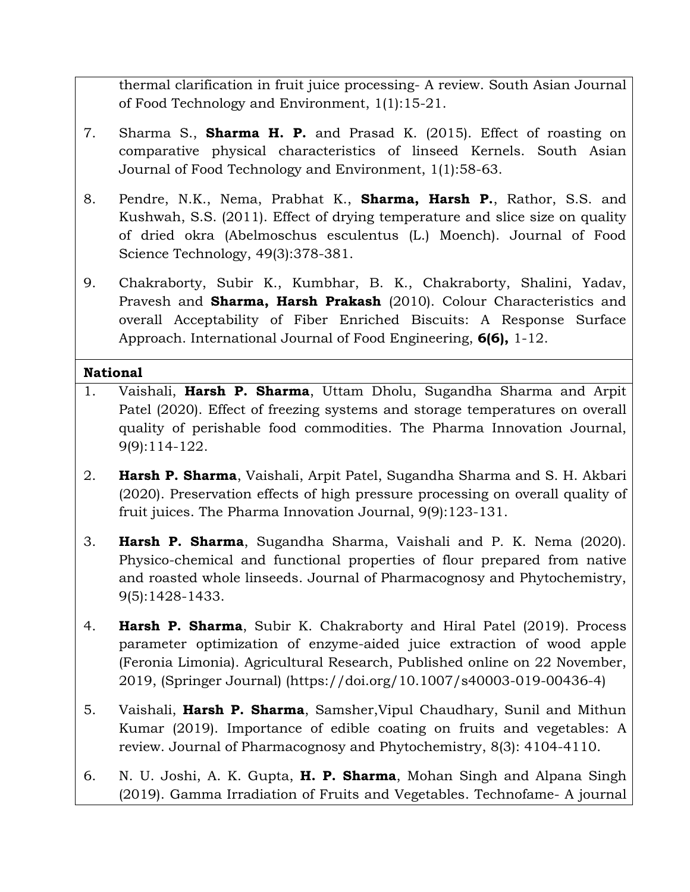thermal clarification in fruit juice processing- A review. South Asian Journal of Food Technology and Environment, 1(1):15-21.

7. Sharma S., **Sharma H. P.** and Prasad K. (2015). Effect of roasting on comparative physical characteristics of linseed Kernels. South Asian Journal of Food Technology and Environment, 1(1):58-63.

8. Pendre, N.K., Nema, Prabhat K., **Sharma, Harsh P.**, Rathor, S.S. and Kushwah, S.S. (2011). Effect of drying temperature and slice size on quality of dried okra (Abelmoschus esculentus (L.) Moench). Journal of Food Science Technology, 49(3):378-381.

9. Chakraborty, Subir K., Kumbhar, B. K., Chakraborty, Shalini, Yadav, Pravesh and **Sharma, Harsh Prakash** (2010). Colour Characteristics and overall Acceptability of Fiber Enriched Biscuits: A Response Surface Approach. International Journal of Food Engineering, **6(6),** 1-12.

**National**

1. Vaishali, **Harsh P. Sharma**, Uttam Dholu, Sugandha Sharma and Arpit Patel (2020). Effect of freezing systems and storage temperatures on overall quality of perishable food commodities. The Pharma Innovation Journal, 9(9):114-122.

2. **Harsh P. Sharma**, Vaishali, Arpit Patel, Sugandha Sharma and S. H. Akbari (2020). Preservation effects of high pressure processing on overall quality of fruit juices. The Pharma Innovation Journal, 9(9):123-131.

3. **Harsh P. Sharma**, Sugandha Sharma, Vaishali and P. K. Nema (2020). Physico-chemical and functional properties of flour prepared from native and roasted whole linseeds. Journal of Pharmacognosy and Phytochemistry, 9(5):1428-1433.

4. **Harsh P. Sharma**, Subir K. Chakraborty and Hiral Patel (2019). Process parameter optimization of enzyme-aided juice extraction of wood apple (Feronia Limonia). Agricultural Research, Published online on 22 November, 2019, (Springer Journal) (https://doi.org/10.1007/s40003-019-00436-4)

5. Vaishali, **Harsh P. Sharma**, Samsher,Vipul Chaudhary, Sunil and Mithun Kumar (2019). Importance of edible coating on fruits and vegetables: A review. Journal of Pharmacognosy and Phytochemistry, 8(3): 4104-4110.

6. N. U. Joshi, A. K. Gupta, **H. P. Sharma**, Mohan Singh and Alpana Singh (2019). Gamma Irradiation of Fruits and Vegetables. Technofame- A journal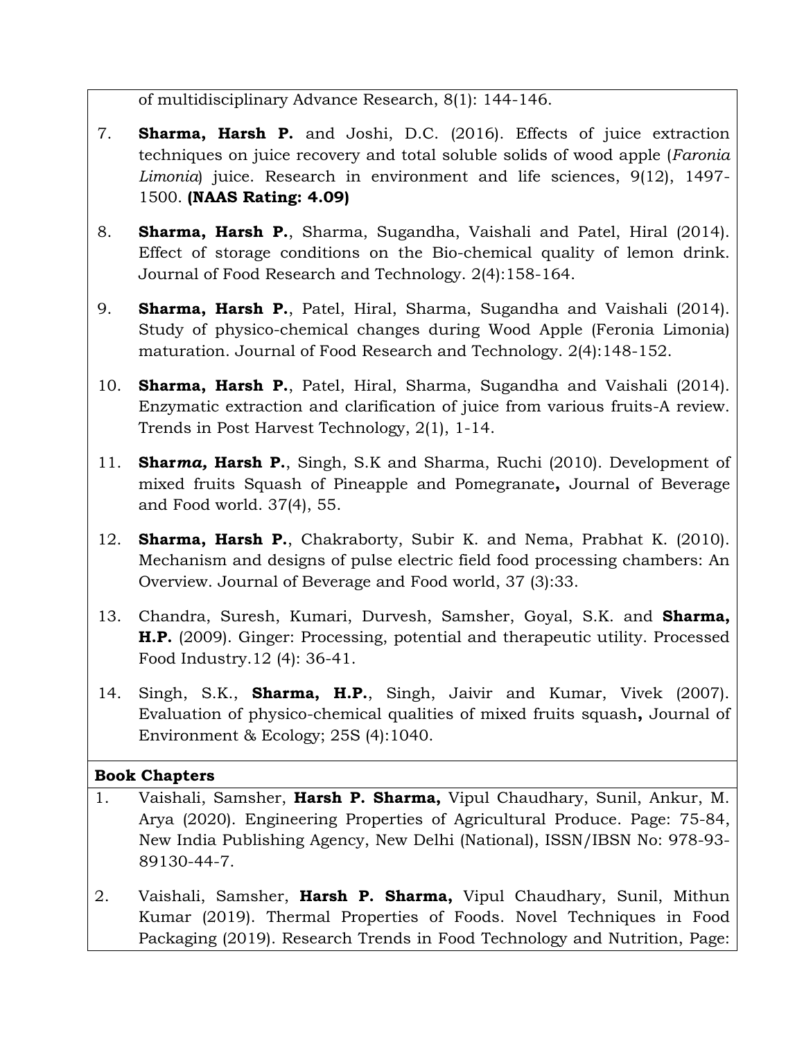of multidisciplinary Advance Research, 8(1): 144-146.

7. **Sharma, Harsh P.** and Joshi, D.C. (2016). Effects of juice extraction techniques on juice recovery and total soluble solids of wood apple (*Faronia Limonia*) juice. Research in environment and life sciences, 9(12), 1497-1500. **(NAAS Rating: 4.09)**

8. **Sharma, Harsh P.**, Sharma, Sugandha, Vaishali and Patel, Hiral (2014). Effect of storage conditions on the Bio-chemical quality of lemon drink. Journal of Food Research and Technology. 2(4):158-164.

9. **Sharma, Harsh P.**, Patel, Hiral, Sharma, Sugandha and Vaishali (2014). Study of physico-chemical changes during Wood Apple (Feronia Limonia) maturation. Journal of Food Research and Technology. 2(4):148-152.

10. **Sharma, Harsh P.**, Patel, Hiral, Sharma, Sugandha and Vaishali (2014). Enzymatic extraction and clarification of juice from various fruits-A review. Trends in Post Harvest Technology, 2(1), 1-14.

11. **Shar*ma*, Harsh P.**, Singh, S.K and Sharma, Ruchi (2010). Development of mixed fruits Squash of Pineapple and Pomegranate**,** Journal of Beverage and Food world. 37(4), 55.

12. **Sharma, Harsh P.**, Chakraborty, Subir K. and Nema, Prabhat K. (2010). Mechanism and designs of pulse electric field food processing chambers: An Overview. Journal of Beverage and Food world, 37 (3):33.

13. Chandra, Suresh, Kumari, Durvesh, Samsher, Goyal, S.K. and **Sharma, H.P.** (2009). Ginger: Processing, potential and therapeutic utility. Processed Food Industry.12 (4): 36-41.

14. Singh, S.K., **Sharma, H.P.**, Singh, Jaivir and Kumar, Vivek (2007). Evaluation of physico-chemical qualities of mixed fruits squash**,** Journal of Environment & Ecology; 25S (4):1040.

**Book Chapters**

1. Vaishali, Samsher, **Harsh P. Sharma,** Vipul Chaudhary, Sunil, Ankur, M. Arya (2020). Engineering Properties of Agricultural Produce. Page: 75-84, New India Publishing Agency, New Delhi (National), ISSN/IBSN No: 978-93-89130-44-7.

2. Vaishali, Samsher, **Harsh P. Sharma,** Vipul Chaudhary, Sunil, Mithun Kumar (2019). Thermal Properties of Foods. Novel Techniques in Food Packaging (2019). Research Trends in Food Technology and Nutrition, Page: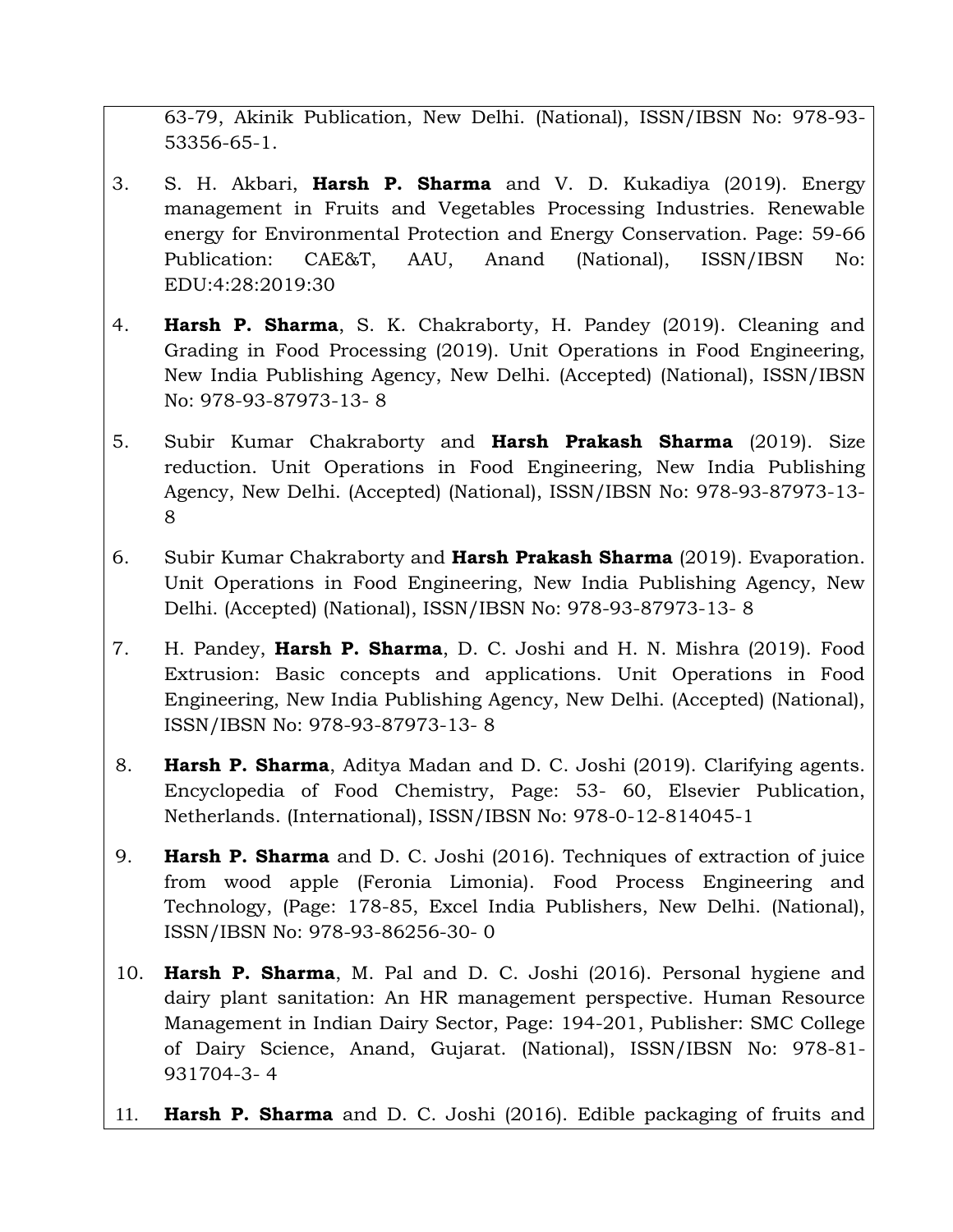63-79, Akinik Publication, New Delhi. (National), ISSN/IBSN No: 978-93-53356-65-1.

3. S. H. Akbari, **Harsh P. Sharma** and V. D. Kukadiya (2019). Energy management in Fruits and Vegetables Processing Industries. Renewable energy for Environmental Protection and Energy Conservation. Page: 59-66 Publication: CAE&T, AAU, Anand (National), ISSN/IBSN No: EDU:4:28:2019:30

4. **Harsh P. Sharma**, S. K. Chakraborty, H. Pandey (2019). Cleaning and Grading in Food Processing (2019). Unit Operations in Food Engineering, New India Publishing Agency, New Delhi. (Accepted) (National), ISSN/IBSN No: 978-93-87973-13- 8

5. Subir Kumar Chakraborty and **Harsh Prakash Sharma** (2019). Size reduction. Unit Operations in Food Engineering, New India Publishing Agency, New Delhi. (Accepted) (National), ISSN/IBSN No: 978-93-87973-13-8

6. Subir Kumar Chakraborty and **Harsh Prakash Sharma** (2019). Evaporation. Unit Operations in Food Engineering, New India Publishing Agency, New Delhi. (Accepted) (National), ISSN/IBSN No: 978-93-87973-13- 8

7. H. Pandey, **Harsh P. Sharma**, D. C. Joshi and H. N. Mishra (2019). Food Extrusion: Basic concepts and applications. Unit Operations in Food Engineering, New India Publishing Agency, New Delhi. (Accepted) (National), ISSN/IBSN No: 978-93-87973-13- 8

8. **Harsh P. Sharma**, Aditya Madan and D. C. Joshi (2019). Clarifying agents. Encyclopedia of Food Chemistry, Page: 53- 60, Elsevier Publication, Netherlands. (International), ISSN/IBSN No: 978-0-12-814045-1

9. **Harsh P. Sharma** and D. C. Joshi (2016). Techniques of extraction of juice from wood apple (Feronia Limonia). Food Process Engineering and Technology, (Page: 178-85, Excel India Publishers, New Delhi. (National), ISSN/IBSN No: 978-93-86256-30- 0

10. **Harsh P. Sharma**, M. Pal and D. C. Joshi (2016). Personal hygiene and dairy plant sanitation: An HR management perspective. Human Resource Management in Indian Dairy Sector, Page: 194-201, Publisher: SMC College of Dairy Science, Anand, Gujarat. (National), ISSN/IBSN No: 978-81-931704-3- 4

11. **Harsh P. Sharma** and D. C. Joshi (2016). Edible packaging of fruits and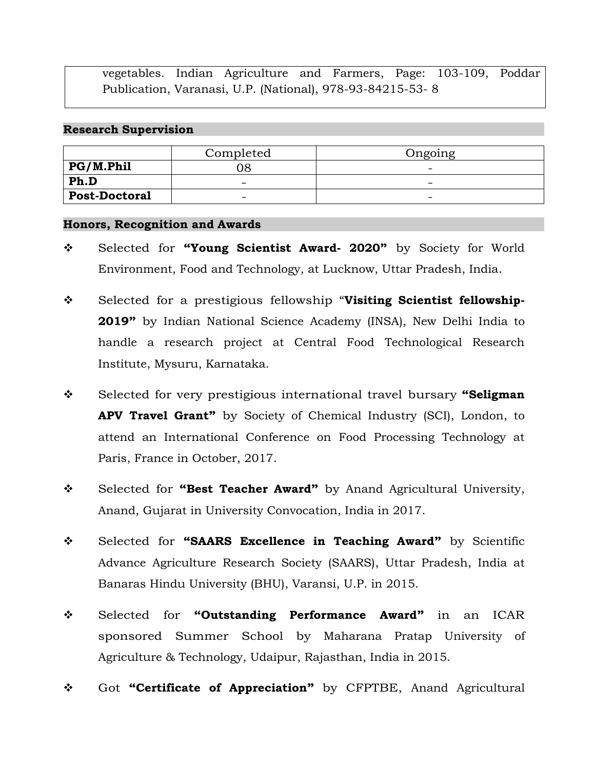vegetables. Indian Agriculture and Farmers, Page: 103-109, Poddar Publication, Varanasi, U.P. (National), 978-93-84215-53- 8

## Research Supervision

| | Completed | Ongoing |
|---|---|---|
| **PG/M.Phil** | 08 | - |
| **Ph.D** | - | - |
| **Post-Doctoral** | - | - |

## Honors, Recognition and Awards

- Selected for **"Young Scientist Award- 2020"** by Society for World Environment, Food and Technology, at Lucknow, Uttar Pradesh, India.
- Selected for a prestigious fellowship "**Visiting Scientist fellowship-2019"** by Indian National Science Academy (INSA), New Delhi India to handle a research project at Central Food Technological Research Institute, Mysuru, Karnataka.
- Selected for very prestigious international travel bursary **"Seligman APV Travel Grant"** by Society of Chemical Industry (SCI), London, to attend an International Conference on Food Processing Technology at Paris, France in October, 2017.
- Selected for **"Best Teacher Award"** by Anand Agricultural University, Anand, Gujarat in University Convocation, India in 2017.
- Selected for **"SAARS Excellence in Teaching Award"** by Scientific Advance Agriculture Research Society (SAARS), Uttar Pradesh, India at Banaras Hindu University (BHU), Varansi, U.P. in 2015.
- Selected for **"Outstanding Performance Award"** in an ICAR sponsored Summer School by Maharana Pratap University of Agriculture & Technology, Udaipur, Rajasthan, India in 2015.
- Got **"Certificate of Appreciation"** by CFPTBE, Anand Agricultural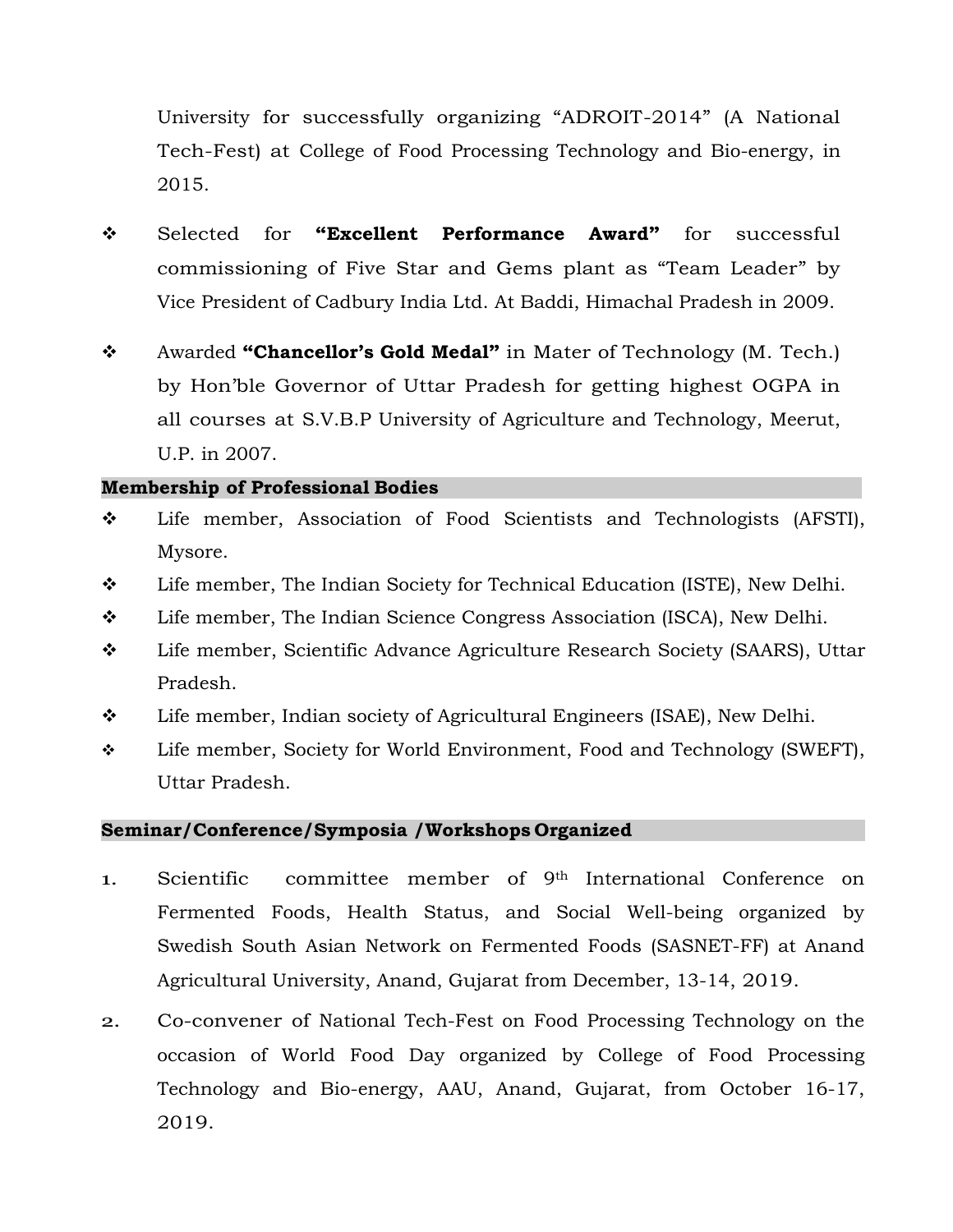University for successfully organizing "ADROIT-2014" (A National Tech-Fest) at College of Food Processing Technology and Bio-energy, in 2015.

- Selected for **"Excellent Performance Award"** for successful commissioning of Five Star and Gems plant as "Team Leader" by Vice President of Cadbury India Ltd. At Baddi, Himachal Pradesh in 2009.
- Awarded **"Chancellor's Gold Medal"** in Mater of Technology (M. Tech.) by Hon'ble Governor of Uttar Pradesh for getting highest OGPA in all courses at S.V.B.P University of Agriculture and Technology, Meerut, U.P. in 2007.

## Membership of Professional Bodies

- Life member, Association of Food Scientists and Technologists (AFSTI), Mysore.
- Life member, The Indian Society for Technical Education (ISTE), New Delhi.
- Life member, The Indian Science Congress Association (ISCA), New Delhi.
- Life member, Scientific Advance Agriculture Research Society (SAARS), Uttar Pradesh.
- Life member, Indian society of Agricultural Engineers (ISAE), New Delhi.
- Life member, Society for World Environment, Food and Technology (SWEFT), Uttar Pradesh.

## Seminar/Conference/Symposia /Workshops Organized

1. Scientific committee member of 9th International Conference on Fermented Foods, Health Status, and Social Well-being organized by Swedish South Asian Network on Fermented Foods (SASNET-FF) at Anand Agricultural University, Anand, Gujarat from December, 13-14, 2019.
2. Co-convener of National Tech-Fest on Food Processing Technology on the occasion of World Food Day organized by College of Food Processing Technology and Bio-energy, AAU, Anand, Gujarat, from October 16-17, 2019.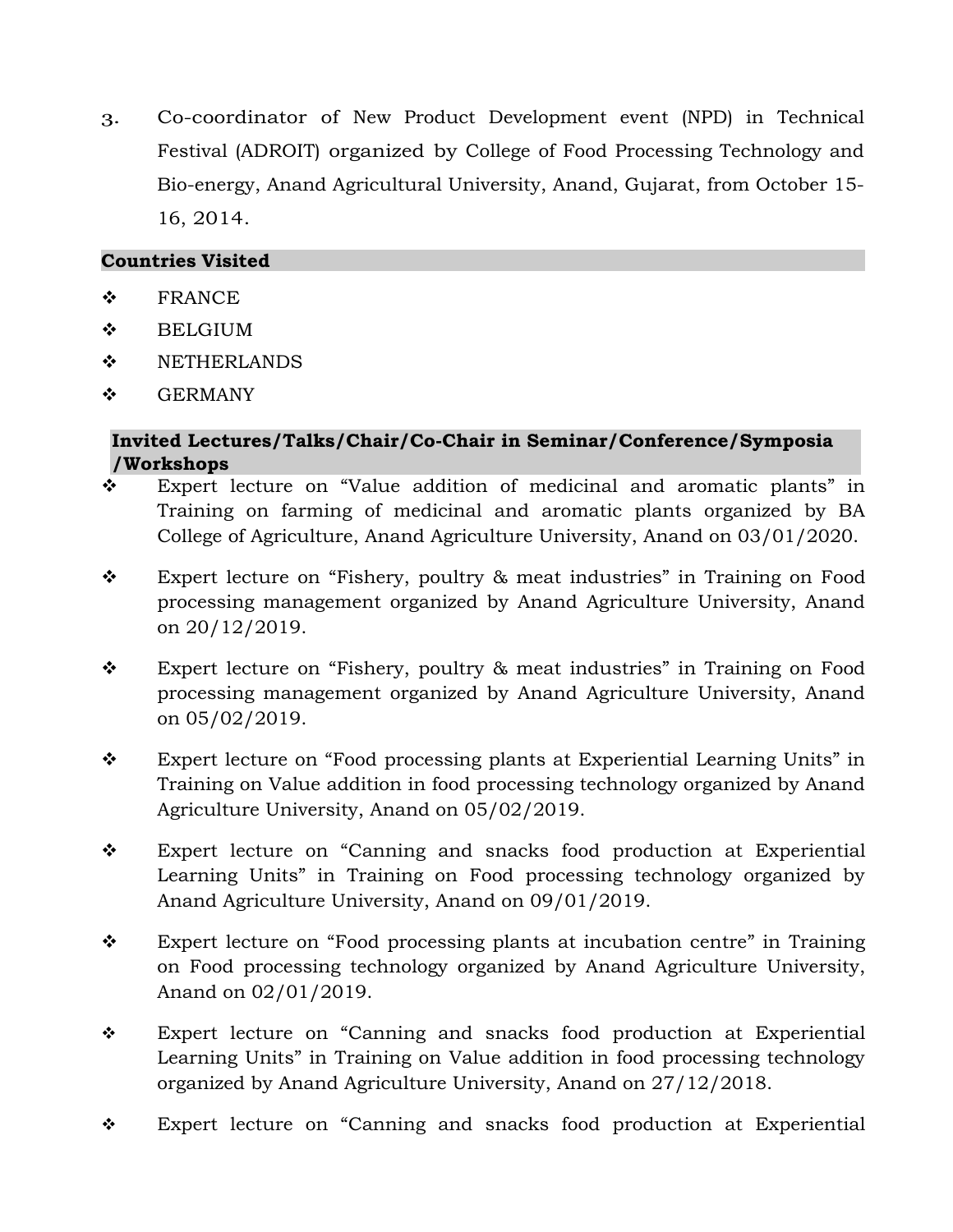3. Co-coordinator of New Product Development event (NPD) in Technical Festival (ADROIT) organized by College of Food Processing Technology and Bio-energy, Anand Agricultural University, Anand, Gujarat, from October 15-16, 2014.

**Countries Visited**

- FRANCE
- BELGIUM
- NETHERLANDS
- GERMANY

**Invited Lectures/Talks/Chair/Co-Chair in Seminar/Conference/Symposia /Workshops**

- Expert lecture on "Value addition of medicinal and aromatic plants" in Training on farming of medicinal and aromatic plants organized by BA College of Agriculture, Anand Agriculture University, Anand on 03/01/2020.
- Expert lecture on "Fishery, poultry & meat industries" in Training on Food processing management organized by Anand Agriculture University, Anand on 20/12/2019.
- Expert lecture on "Fishery, poultry & meat industries" in Training on Food processing management organized by Anand Agriculture University, Anand on 05/02/2019.
- Expert lecture on "Food processing plants at Experiential Learning Units" in Training on Value addition in food processing technology organized by Anand Agriculture University, Anand on 05/02/2019.
- Expert lecture on "Canning and snacks food production at Experiential Learning Units" in Training on Food processing technology organized by Anand Agriculture University, Anand on 09/01/2019.
- Expert lecture on "Food processing plants at incubation centre" in Training on Food processing technology organized by Anand Agriculture University, Anand on 02/01/2019.
- Expert lecture on "Canning and snacks food production at Experiential Learning Units" in Training on Value addition in food processing technology organized by Anand Agriculture University, Anand on 27/12/2018.
- Expert lecture on "Canning and snacks food production at Experiential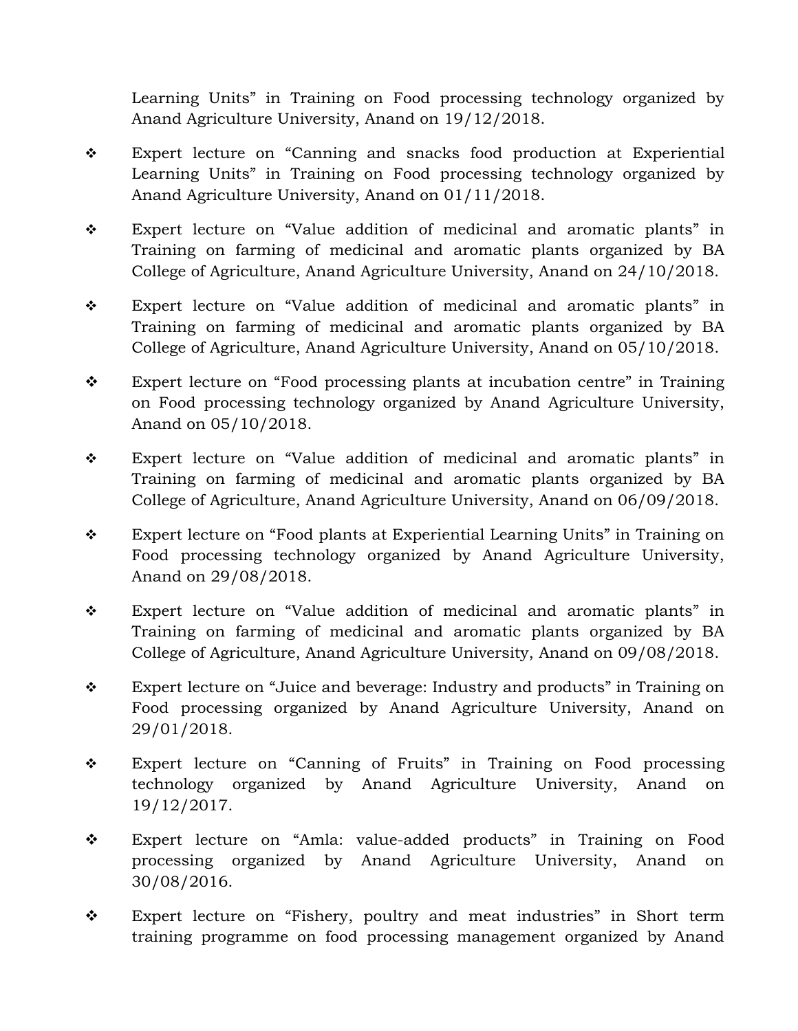Learning Units" in Training on Food processing technology organized by Anand Agriculture University, Anand on 19/12/2018.

- Expert lecture on "Canning and snacks food production at Experiential Learning Units" in Training on Food processing technology organized by Anand Agriculture University, Anand on 01/11/2018.
- Expert lecture on "Value addition of medicinal and aromatic plants" in Training on farming of medicinal and aromatic plants organized by BA College of Agriculture, Anand Agriculture University, Anand on 24/10/2018.
- Expert lecture on "Value addition of medicinal and aromatic plants" in Training on farming of medicinal and aromatic plants organized by BA College of Agriculture, Anand Agriculture University, Anand on 05/10/2018.
- Expert lecture on "Food processing plants at incubation centre" in Training on Food processing technology organized by Anand Agriculture University, Anand on 05/10/2018.
- Expert lecture on "Value addition of medicinal and aromatic plants" in Training on farming of medicinal and aromatic plants organized by BA College of Agriculture, Anand Agriculture University, Anand on 06/09/2018.
- Expert lecture on "Food plants at Experiential Learning Units" in Training on Food processing technology organized by Anand Agriculture University, Anand on 29/08/2018.
- Expert lecture on "Value addition of medicinal and aromatic plants" in Training on farming of medicinal and aromatic plants organized by BA College of Agriculture, Anand Agriculture University, Anand on 09/08/2018.
- Expert lecture on "Juice and beverage: Industry and products" in Training on Food processing organized by Anand Agriculture University, Anand on 29/01/2018.
- Expert lecture on "Canning of Fruits" in Training on Food processing technology organized by Anand Agriculture University, Anand on 19/12/2017.
- Expert lecture on "Amla: value-added products" in Training on Food processing organized by Anand Agriculture University, Anand on 30/08/2016.
- Expert lecture on "Fishery, poultry and meat industries" in Short term training programme on food processing management organized by Anand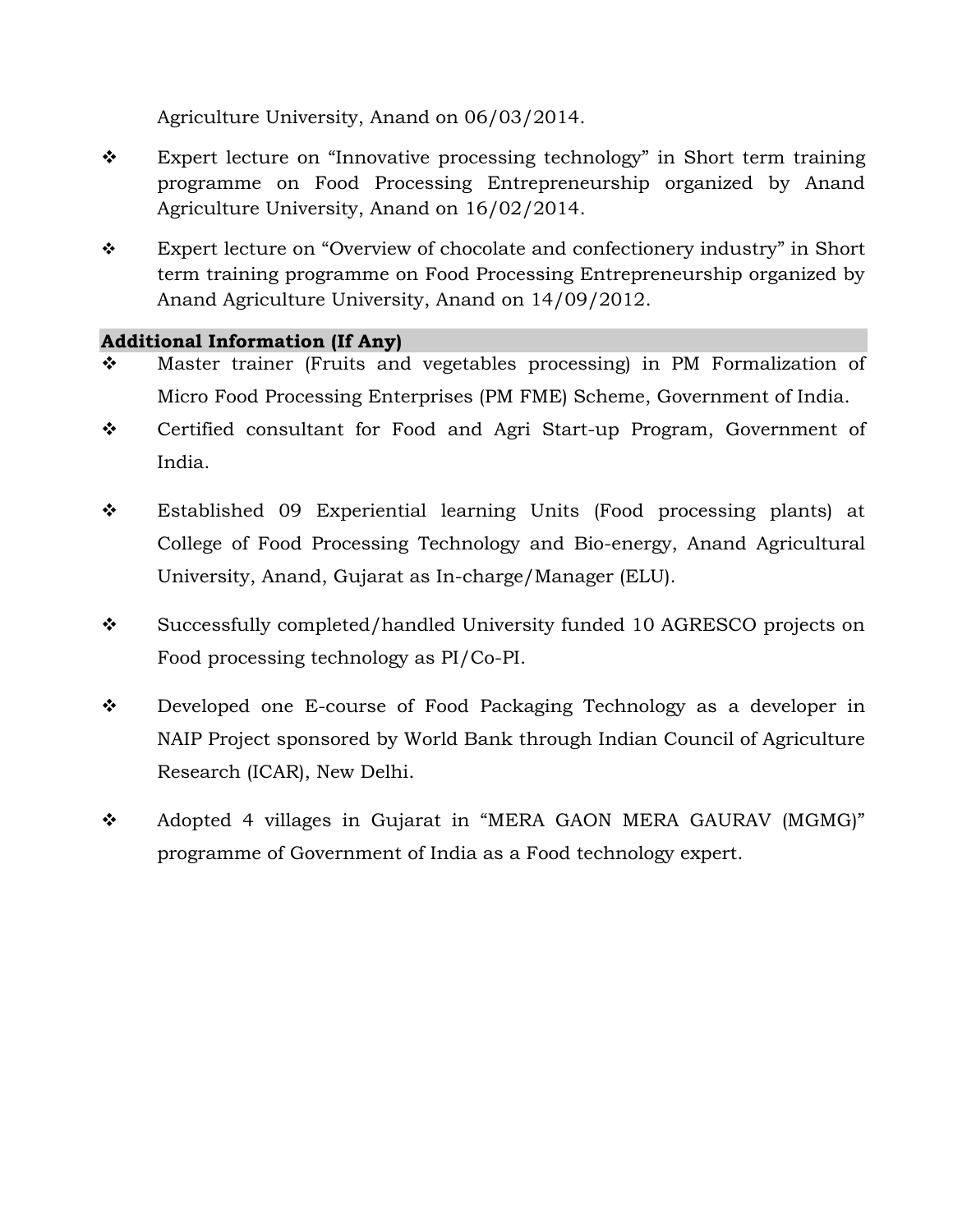Agriculture University, Anand on 06/03/2014.

- Expert lecture on "Innovative processing technology" in Short term training programme on Food Processing Entrepreneurship organized by Anand Agriculture University, Anand on 16/02/2014.
- Expert lecture on "Overview of chocolate and confectionery industry" in Short term training programme on Food Processing Entrepreneurship organized by Anand Agriculture University, Anand on 14/09/2012.

**Additional Information (If Any)**

- Master trainer (Fruits and vegetables processing) in PM Formalization of Micro Food Processing Enterprises (PM FME) Scheme, Government of India.
- Certified consultant for Food and Agri Start-up Program, Government of India.
- Established 09 Experiential learning Units (Food processing plants) at College of Food Processing Technology and Bio-energy, Anand Agricultural University, Anand, Gujarat as In-charge/Manager (ELU).
- Successfully completed/handled University funded 10 AGRESCO projects on Food processing technology as PI/Co-PI.
- Developed one E-course of Food Packaging Technology as a developer in NAIP Project sponsored by World Bank through Indian Council of Agriculture Research (ICAR), New Delhi.
- Adopted 4 villages in Gujarat in "MERA GAON MERA GAURAV (MGMG)" programme of Government of India as a Food technology expert.